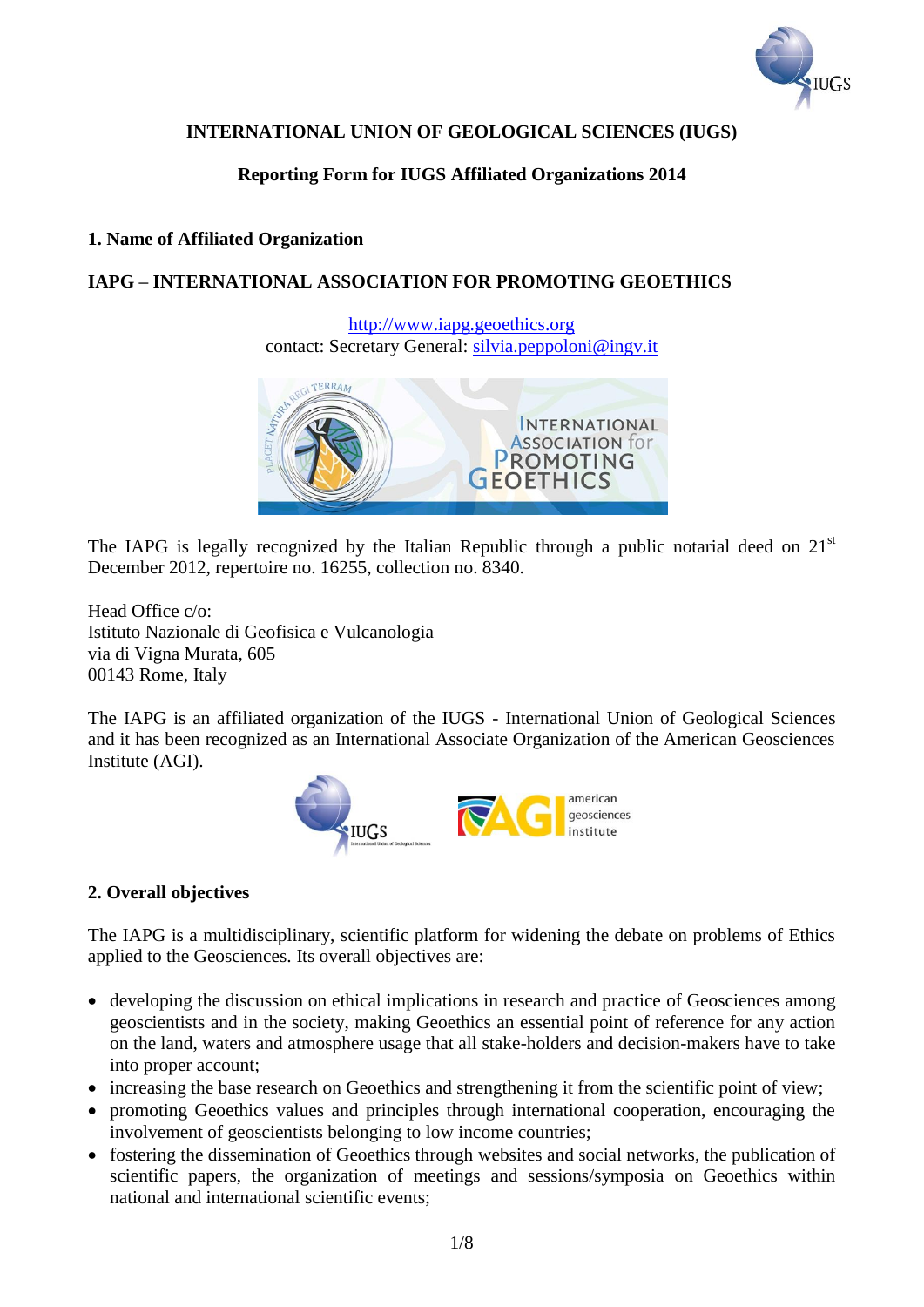**INTERNATIONAL UNION OF GEOLOGICAL SCIENCES (IUGS)**

**Reporting Form for IUGS Affiliated Organizations 2014**

## 1. Name of Affiliated Organization

**IAPG – INTERNATIONAL ASSOCIATION FOR PROMOTING GEOETHICS**

http://www.iapg.geoethics.org
contact: Secretary General: silvia.peppoloni@ingv.it

The IAPG is legally recognized by the Italian Republic through a public notarial deed on 21st December 2012, repertoire no. 16255, collection no. 8340.

Head Office c/o:
Istituto Nazionale di Geofisica e Vulcanologia
via di Vigna Murata, 605
00143 Rome, Italy

The IAPG is an affiliated organization of the IUGS - International Union of Geological Sciences and it has been recognized as an International Associate Organization of the American Geosciences Institute (AGI).

## 2. Overall objectives

The IAPG is a multidisciplinary, scientific platform for widening the debate on problems of Ethics applied to the Geosciences. Its overall objectives are:

- developing the discussion on ethical implications in research and practice of Geosciences among geoscientists and in the society, making Geoethics an essential point of reference for any action on the land, waters and atmosphere usage that all stake-holders and decision-makers have to take into proper account;
- increasing the base research on Geoethics and strengthening it from the scientific point of view;
- promoting Geoethics values and principles through international cooperation, encouraging the involvement of geoscientists belonging to low income countries;
- fostering the dissemination of Geoethics through websites and social networks, the publication of scientific papers, the organization of meetings and sessions/symposia on Geoethics within national and international scientific events;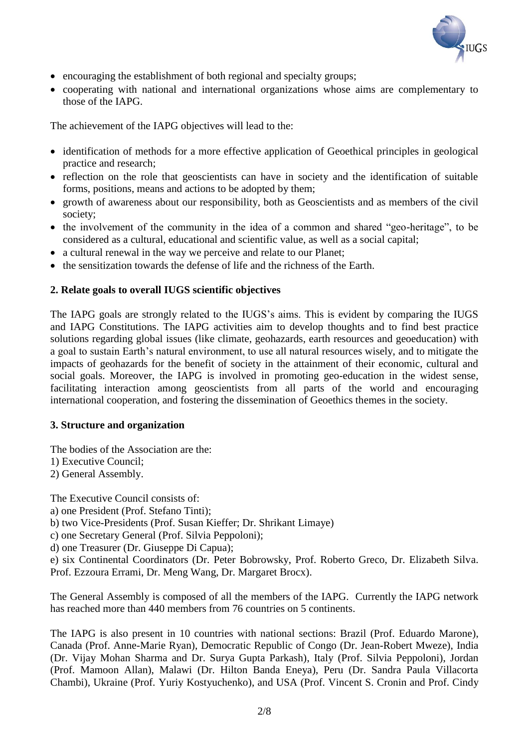- encouraging the establishment of both regional and specialty groups;
- cooperating with national and international organizations whose aims are complementary to those of the IAPG.

The achievement of the IAPG objectives will lead to the:

- identification of methods for a more effective application of Geoethical principles in geological practice and research;
- reflection on the role that geoscientists can have in society and the identification of suitable forms, positions, means and actions to be adopted by them;
- growth of awareness about our responsibility, both as Geoscientists and as members of the civil society;
- the involvement of the community in the idea of a common and shared "geo-heritage", to be considered as a cultural, educational and scientific value, as well as a social capital;
- a cultural renewal in the way we perceive and relate to our Planet;
- the sensitization towards the defense of life and the richness of the Earth.

**2. Relate goals to overall IUGS scientific objectives**

The IAPG goals are strongly related to the IUGS's aims. This is evident by comparing the IUGS and IAPG Constitutions. The IAPG activities aim to develop thoughts and to find best practice solutions regarding global issues (like climate, geohazards, earth resources and geoeducation) with a goal to sustain Earth's natural environment, to use all natural resources wisely, and to mitigate the impacts of geohazards for the benefit of society in the attainment of their economic, cultural and social goals. Moreover, the IAPG is involved in promoting geo-education in the widest sense, facilitating interaction among geoscientists from all parts of the world and encouraging international cooperation, and fostering the dissemination of Geoethics themes in the society.

**3. Structure and organization**

The bodies of the Association are the:
1) Executive Council;
2) General Assembly.

The Executive Council consists of:
a) one President (Prof. Stefano Tinti);
b) two Vice-Presidents (Prof. Susan Kieffer; Dr. Shrikant Limaye)
c) one Secretary General (Prof. Silvia Peppoloni);
d) one Treasurer (Dr. Giuseppe Di Capua);
e) six Continental Coordinators (Dr. Peter Bobrowsky, Prof. Roberto Greco, Dr. Elizabeth Silva. Prof. Ezzoura Errami, Dr. Meng Wang, Dr. Margaret Brocx).

The General Assembly is composed of all the members of the IAPG. Currently the IAPG network has reached more than 440 members from 76 countries on 5 continents.

The IAPG is also present in 10 countries with national sections: Brazil (Prof. Eduardo Marone), Canada (Prof. Anne-Marie Ryan), Democratic Republic of Congo (Dr. Jean-Robert Mweze), India (Dr. Vijay Mohan Sharma and Dr. Surya Gupta Parkash), Italy (Prof. Silvia Peppoloni), Jordan (Prof. Mamoon Allan), Malawi (Dr. Hilton Banda Eneya), Peru (Dr. Sandra Paula Villacorta Chambi), Ukraine (Prof. Yuriy Kostyuchenko), and USA (Prof. Vincent S. Cronin and Prof. Cindy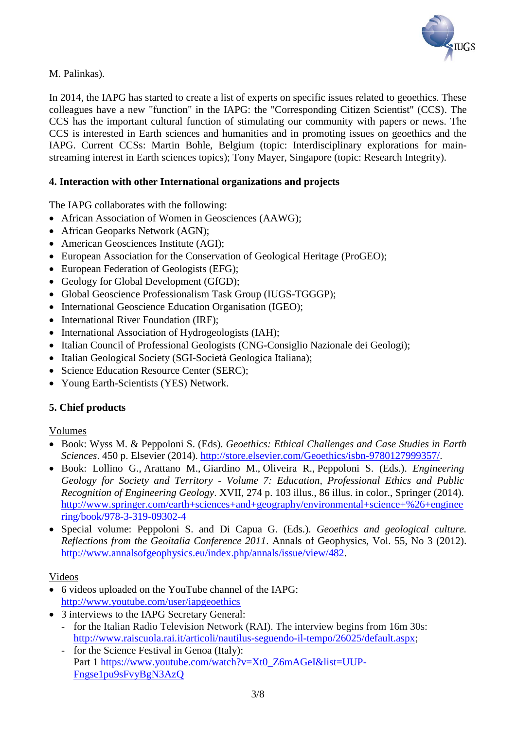M. Palinkas).

In 2014, the IAPG has started to create a list of experts on specific issues related to geoethics. These colleagues have a new "function" in the IAPG: the "Corresponding Citizen Scientist" (CCS). The CCS has the important cultural function of stimulating our community with papers or news. The CCS is interested in Earth sciences and humanities and in promoting issues on geoethics and the IAPG. Current CCSs: Martin Bohle, Belgium (topic: Interdisciplinary explorations for main-streaming interest in Earth sciences topics); Tony Mayer, Singapore (topic: Research Integrity).

**4. Interaction with other International organizations and projects**

The IAPG collaborates with the following:

- African Association of Women in Geosciences (AAWG);
- African Geoparks Network (AGN);
- American Geosciences Institute (AGI);
- European Association for the Conservation of Geological Heritage (ProGEO);
- European Federation of Geologists (EFG);
- Geology for Global Development (GfGD);
- Global Geoscience Professionalism Task Group (IUGS-TGGGP);
- International Geoscience Education Organisation (IGEO);
- International River Foundation (IRF);
- International Association of Hydrogeologists (IAH);
- Italian Council of Professional Geologists (CNG-Consiglio Nazionale dei Geologi);
- Italian Geological Society (SGI-Società Geologica Italiana);
- Science Education Resource Center (SERC);
- Young Earth-Scientists (YES) Network.

**5. Chief products**

Volumes

- Book: Wyss M. & Peppoloni S. (Eds). *Geoethics: Ethical Challenges and Case Studies in Earth Sciences*. 450 p. Elsevier (2014). http://store.elsevier.com/Geoethics/isbn-9780127999357/.
- Book: Lollino G., Arattano M., Giardino M., Oliveira R., Peppoloni S. (Eds.). *Engineering Geology for Society and Territory - Volume 7: Education, Professional Ethics and Public Recognition of Engineering Geology*. XVII, 274 p. 103 illus., 86 illus. in color., Springer (2014). http://www.springer.com/earth+sciences+and+geography/environmental+science+%26+engineering/book/978-3-319-09302-4
- Special volume: Peppoloni S. and Di Capua G. (Eds.). *Geoethics and geological culture. Reflections from the Geoitalia Conference 2011*. Annals of Geophysics, Vol. 55, No 3 (2012). http://www.annalsofgeophysics.eu/index.php/annals/issue/view/482.

Videos

- 6 videos uploaded on the YouTube channel of the IAPG: http://www.youtube.com/user/iapgeoethics
- 3 interviews to the IAPG Secretary General:
  - for the Italian Radio Television Network (RAI). The interview begins from 16m 30s: http://www.raiscuola.rai.it/articoli/nautilus-seguendo-il-tempo/26025/default.aspx;
  - for the Science Festival in Genoa (Italy):
    Part 1 https://www.youtube.com/watch?v=Xt0_Z6mAGeI&list=UUP-Fngse1pu9sFvyBgN3AzQ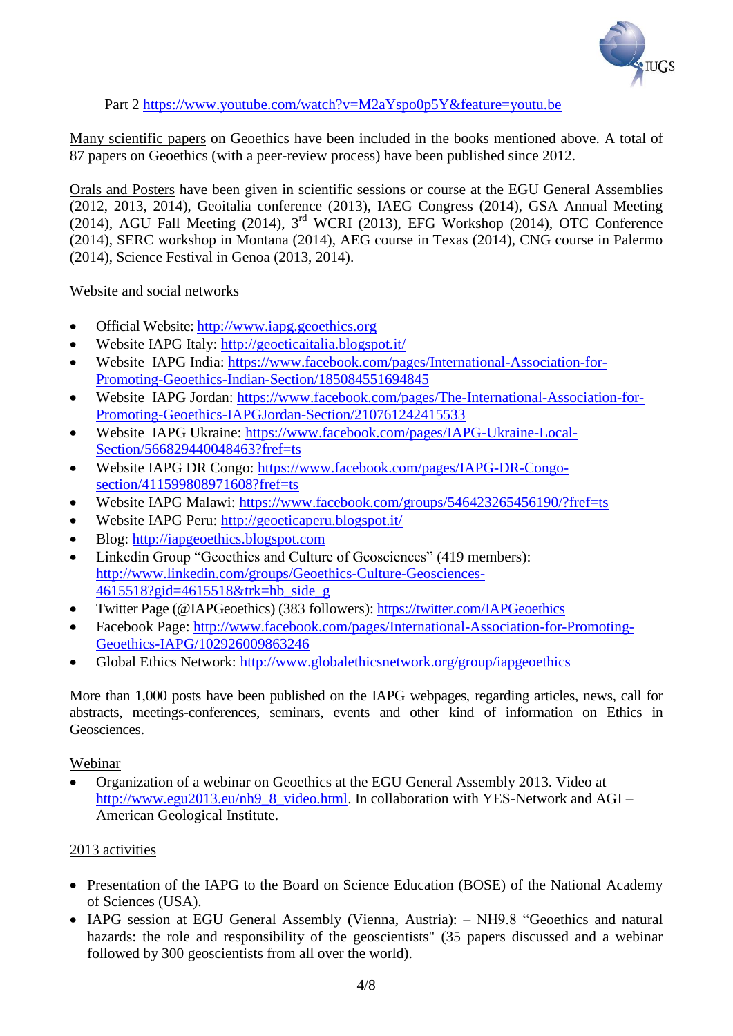Part 2 https://www.youtube.com/watch?v=M2aYspo0p5Y&feature=youtu.be

Many scientific papers on Geoethics have been included in the books mentioned above. A total of 87 papers on Geoethics (with a peer-review process) have been published since 2012.

Orals and Posters have been given in scientific sessions or course at the EGU General Assemblies (2012, 2013, 2014), Geoitalia conference (2013), IAEG Congress (2014), GSA Annual Meeting (2014), AGU Fall Meeting (2014), 3rd WCRI (2013), EFG Workshop (2014), OTC Conference (2014), SERC workshop in Montana (2014), AEG course in Texas (2014), CNG course in Palermo (2014), Science Festival in Genoa (2013, 2014).

Website and social networks

- Official Website: http://www.iapg.geoethics.org
- Website IAPG Italy: http://geoeticaitalia.blogspot.it/
- Website IAPG India: https://www.facebook.com/pages/International-Association-for-Promoting-Geoethics-Indian-Section/185084551694845
- Website IAPG Jordan: https://www.facebook.com/pages/The-International-Association-for-Promoting-Geoethics-IAPGJordan-Section/210761242415533
- Website IAPG Ukraine: https://www.facebook.com/pages/IAPG-Ukraine-Local-Section/566829440048463?fref=ts
- Website IAPG DR Congo: https://www.facebook.com/pages/IAPG-DR-Congo-section/411599808971608?fref=ts
- Website IAPG Malawi: https://www.facebook.com/groups/546423265456190/?fref=ts
- Website IAPG Peru: http://geoeticaperu.blogspot.it/
- Blog: http://iapgeoethics.blogspot.com
- Linkedin Group "Geoethics and Culture of Geosciences" (419 members): http://www.linkedin.com/groups/Geoethics-Culture-Geosciences-4615518?gid=4615518&trk=hb_side_g
- Twitter Page (@IAPGeoethics) (383 followers): https://twitter.com/IAPGeoethics
- Facebook Page: http://www.facebook.com/pages/International-Association-for-Promoting-Geoethics-IAPG/102926009863246
- Global Ethics Network: http://www.globalethicsnetwork.org/group/iapgeoethics

More than 1,000 posts have been published on the IAPG webpages, regarding articles, news, call for abstracts, meetings-conferences, seminars, events and other kind of information on Ethics in Geosciences.

Webinar

- Organization of a webinar on Geoethics at the EGU General Assembly 2013. Video at http://www.egu2013.eu/nh9_8_video.html. In collaboration with YES-Network and AGI – American Geological Institute.

2013 activities

- Presentation of the IAPG to the Board on Science Education (BOSE) of the National Academy of Sciences (USA).
- IAPG session at EGU General Assembly (Vienna, Austria): – NH9.8 "Geoethics and natural hazards: the role and responsibility of the geoscientists" (35 papers discussed and a webinar followed by 300 geoscientists from all over the world).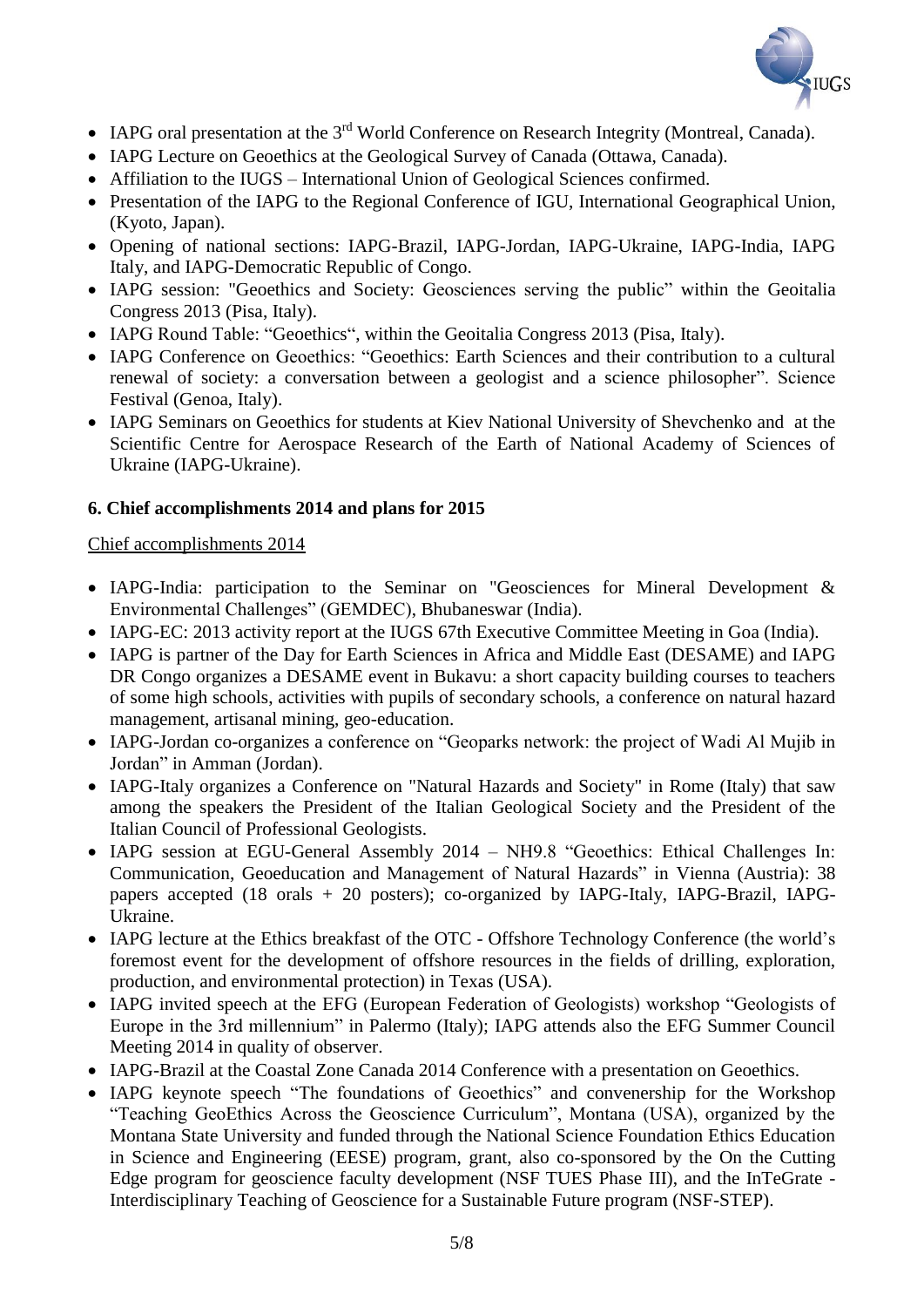- IAPG oral presentation at the 3rd World Conference on Research Integrity (Montreal, Canada).
- IAPG Lecture on Geoethics at the Geological Survey of Canada (Ottawa, Canada).
- Affiliation to the IUGS – International Union of Geological Sciences confirmed.
- Presentation of the IAPG to the Regional Conference of IGU, International Geographical Union, (Kyoto, Japan).
- Opening of national sections: IAPG-Brazil, IAPG-Jordan, IAPG-Ukraine, IAPG-India, IAPG Italy, and IAPG-Democratic Republic of Congo.
- IAPG session: "Geoethics and Society: Geosciences serving the public" within the Geoitalia Congress 2013 (Pisa, Italy).
- IAPG Round Table: "Geoethics", within the Geoitalia Congress 2013 (Pisa, Italy).
- IAPG Conference on Geoethics: "Geoethics: Earth Sciences and their contribution to a cultural renewal of society: a conversation between a geologist and a science philosopher". Science Festival (Genoa, Italy).
- IAPG Seminars on Geoethics for students at Kiev National University of Shevchenko and at the Scientific Centre for Aerospace Research of the Earth of National Academy of Sciences of Ukraine (IAPG-Ukraine).

## 6. Chief accomplishments 2014 and plans for 2015

Chief accomplishments 2014

- IAPG-India: participation to the Seminar on "Geosciences for Mineral Development & Environmental Challenges" (GEMDEC), Bhubaneswar (India).
- IAPG-EC: 2013 activity report at the IUGS 67th Executive Committee Meeting in Goa (India).
- IAPG is partner of the Day for Earth Sciences in Africa and Middle East (DESAME) and IAPG DR Congo organizes a DESAME event in Bukavu: a short capacity building courses to teachers of some high schools, activities with pupils of secondary schools, a conference on natural hazard management, artisanal mining, geo-education.
- IAPG-Jordan co-organizes a conference on "Geoparks network: the project of Wadi Al Mujib in Jordan" in Amman (Jordan).
- IAPG-Italy organizes a Conference on "Natural Hazards and Society" in Rome (Italy) that saw among the speakers the President of the Italian Geological Society and the President of the Italian Council of Professional Geologists.
- IAPG session at EGU-General Assembly 2014 – NH9.8 "Geoethics: Ethical Challenges In: Communication, Geoeducation and Management of Natural Hazards" in Vienna (Austria): 38 papers accepted (18 orals + 20 posters); co-organized by IAPG-Italy, IAPG-Brazil, IAPG-Ukraine.
- IAPG lecture at the Ethics breakfast of the OTC - Offshore Technology Conference (the world's foremost event for the development of offshore resources in the fields of drilling, exploration, production, and environmental protection) in Texas (USA).
- IAPG invited speech at the EFG (European Federation of Geologists) workshop "Geologists of Europe in the 3rd millennium" in Palermo (Italy); IAPG attends also the EFG Summer Council Meeting 2014 in quality of observer.
- IAPG-Brazil at the Coastal Zone Canada 2014 Conference with a presentation on Geoethics.
- IAPG keynote speech "The foundations of Geoethics" and convenership for the Workshop "Teaching GeoEthics Across the Geoscience Curriculum", Montana (USA), organized by the Montana State University and funded through the National Science Foundation Ethics Education in Science and Engineering (EESE) program, grant, also co-sponsored by the On the Cutting Edge program for geoscience faculty development (NSF TUES Phase III), and the InTeGrate - Interdisciplinary Teaching of Geoscience for a Sustainable Future program (NSF-STEP).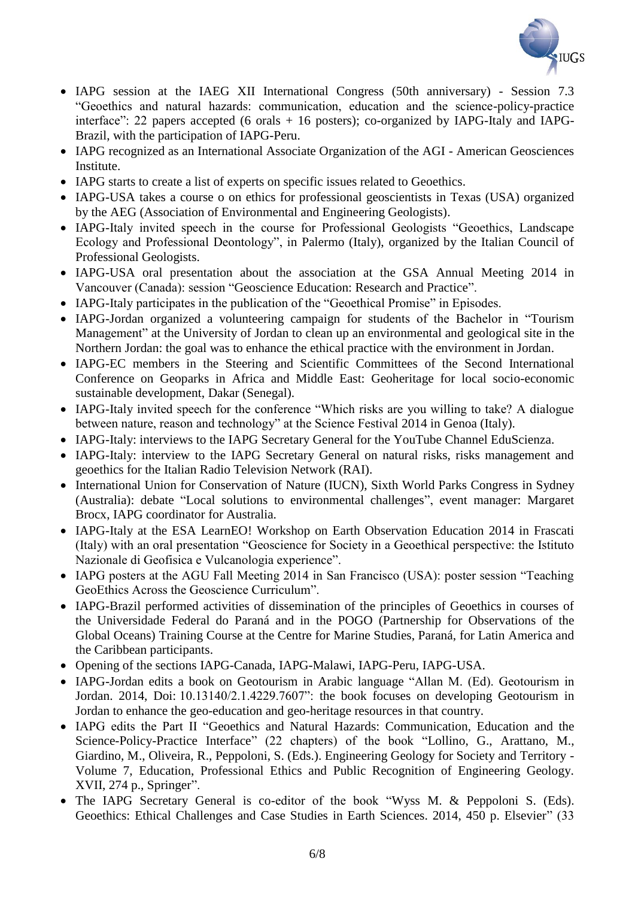- IAPG session at the IAEG XII International Congress (50th anniversary) - Session 7.3 “Geoethics and natural hazards: communication, education and the science-policy-practice interface”: 22 papers accepted (6 orals + 16 posters); co-organized by IAPG-Italy and IAPG-Brazil, with the participation of IAPG-Peru.
- IAPG recognized as an International Associate Organization of the AGI - American Geosciences Institute.
- IAPG starts to create a list of experts on specific issues related to Geoethics.
- IAPG-USA takes a course o on ethics for professional geoscientists in Texas (USA) organized by the AEG (Association of Environmental and Engineering Geologists).
- IAPG-Italy invited speech in the course for Professional Geologists “Geoethics, Landscape Ecology and Professional Deontology”, in Palermo (Italy), organized by the Italian Council of Professional Geologists.
- IAPG-USA oral presentation about the association at the GSA Annual Meeting 2014 in Vancouver (Canada): session “Geoscience Education: Research and Practice”.
- IAPG-Italy participates in the publication of the “Geoethical Promise” in Episodes.
- IAPG-Jordan organized a volunteering campaign for students of the Bachelor in “Tourism Management” at the University of Jordan to clean up an environmental and geological site in the Northern Jordan: the goal was to enhance the ethical practice with the environment in Jordan.
- IAPG-EC members in the Steering and Scientific Committees of the Second International Conference on Geoparks in Africa and Middle East: Geoheritage for local socio-economic sustainable development, Dakar (Senegal).
- IAPG-Italy invited speech for the conference “Which risks are you willing to take? A dialogue between nature, reason and technology” at the Science Festival 2014 in Genoa (Italy).
- IAPG-Italy: interviews to the IAPG Secretary General for the YouTube Channel EduScienza.
- IAPG-Italy: interview to the IAPG Secretary General on natural risks, risks management and geoethics for the Italian Radio Television Network (RAI).
- International Union for Conservation of Nature (IUCN), Sixth World Parks Congress in Sydney (Australia): debate “Local solutions to environmental challenges”, event manager: Margaret Brocx, IAPG coordinator for Australia.
- IAPG-Italy at the ESA LearnEO! Workshop on Earth Observation Education 2014 in Frascati (Italy) with an oral presentation “Geoscience for Society in a Geoethical perspective: the Istituto Nazionale di Geofisica e Vulcanologia experience”.
- IAPG posters at the AGU Fall Meeting 2014 in San Francisco (USA): poster session “Teaching GeoEthics Across the Geoscience Curriculum”.
- IAPG-Brazil performed activities of dissemination of the principles of Geoethics in courses of the Universidade Federal do Paraná and in the POGO (Partnership for Observations of the Global Oceans) Training Course at the Centre for Marine Studies, Paraná, for Latin America and the Caribbean participants.
- Opening of the sections IAPG-Canada, IAPG-Malawi, IAPG-Peru, IAPG-USA.
- IAPG-Jordan edits a book on Geotourism in Arabic language “Allan M. (Ed). Geotourism in Jordan. 2014, Doi: 10.13140/2.1.4229.7607”: the book focuses on developing Geotourism in Jordan to enhance the geo-education and geo-heritage resources in that country.
- IAPG edits the Part II “Geoethics and Natural Hazards: Communication, Education and the Science-Policy-Practice Interface” (22 chapters) of the book “Lollino, G., Arattano, M., Giardino, M., Oliveira, R., Peppoloni, S. (Eds.). Engineering Geology for Society and Territory - Volume 7, Education, Professional Ethics and Public Recognition of Engineering Geology. XVII, 274 p., Springer”.
- The IAPG Secretary General is co-editor of the book “Wyss M. & Peppoloni S. (Eds). Geoethics: Ethical Challenges and Case Studies in Earth Sciences. 2014, 450 p. Elsevier” (33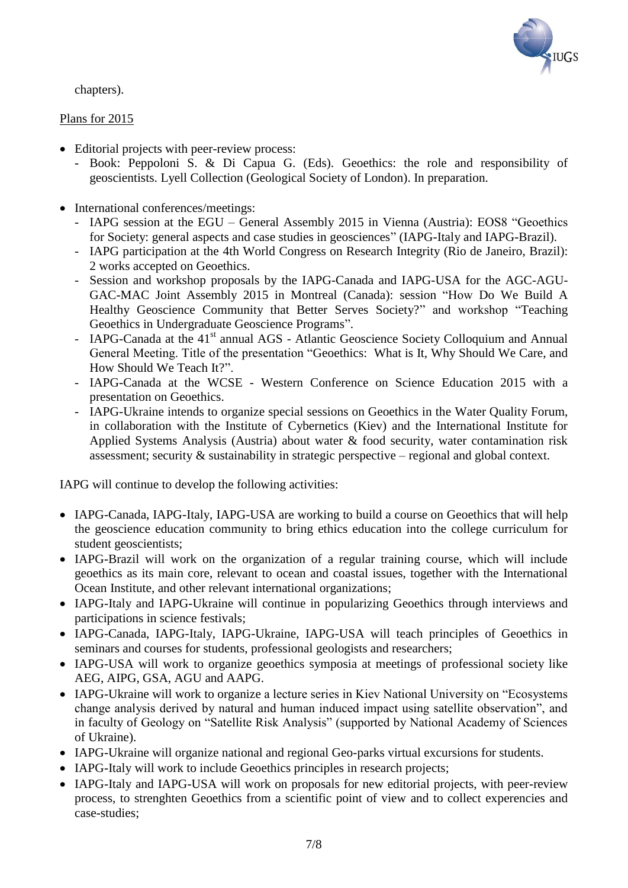chapters).

Plans for 2015

- Editorial projects with peer-review process:
  - Book: Peppoloni S. & Di Capua G. (Eds). Geoethics: the role and responsibility of geoscientists. Lyell Collection (Geological Society of London). In preparation.

- International conferences/meetings:
  - IAPG session at the EGU – General Assembly 2015 in Vienna (Austria): EOS8 "Geoethics for Society: general aspects and case studies in geosciences" (IAPG-Italy and IAPG-Brazil).
  - IAPG participation at the 4th World Congress on Research Integrity (Rio de Janeiro, Brazil): 2 works accepted on Geoethics.
  - Session and workshop proposals by the IAPG-Canada and IAPG-USA for the AGC-AGU-GAC-MAC Joint Assembly 2015 in Montreal (Canada): session "How Do We Build A Healthy Geoscience Community that Better Serves Society?" and workshop "Teaching Geoethics in Undergraduate Geoscience Programs".
  - IAPG-Canada at the 41st annual AGS - Atlantic Geoscience Society Colloquium and Annual General Meeting. Title of the presentation "Geoethics: What is It, Why Should We Care, and How Should We Teach It?".
  - IAPG-Canada at the WCSE - Western Conference on Science Education 2015 with a presentation on Geoethics.
  - IAPG-Ukraine intends to organize special sessions on Geoethics in the Water Quality Forum, in collaboration with the Institute of Cybernetics (Kiev) and the International Institute for Applied Systems Analysis (Austria) about water & food security, water contamination risk assessment; security & sustainability in strategic perspective – regional and global context.

IAPG will continue to develop the following activities:

- IAPG-Canada, IAPG-Italy, IAPG-USA are working to build a course on Geoethics that will help the geoscience education community to bring ethics education into the college curriculum for student geoscientists;
- IAPG-Brazil will work on the organization of a regular training course, which will include geoethics as its main core, relevant to ocean and coastal issues, together with the International Ocean Institute, and other relevant international organizations;
- IAPG-Italy and IAPG-Ukraine will continue in popularizing Geoethics through interviews and participations in science festivals;
- IAPG-Canada, IAPG-Italy, IAPG-Ukraine, IAPG-USA will teach principles of Geoethics in seminars and courses for students, professional geologists and researchers;
- IAPG-USA will work to organize geoethics symposia at meetings of professional society like AEG, AIPG, GSA, AGU and AAPG.
- IAPG-Ukraine will work to organize a lecture series in Kiev National University on "Ecosystems change analysis derived by natural and human induced impact using satellite observation", and in faculty of Geology on "Satellite Risk Analysis" (supported by National Academy of Sciences of Ukraine).
- IAPG-Ukraine will organize national and regional Geo-parks virtual excursions for students.
- IAPG-Italy will work to include Geoethics principles in research projects;
- IAPG-Italy and IAPG-USA will work on proposals for new editorial projects, with peer-review process, to strenghten Geoethics from a scientific point of view and to collect experencies and case-studies;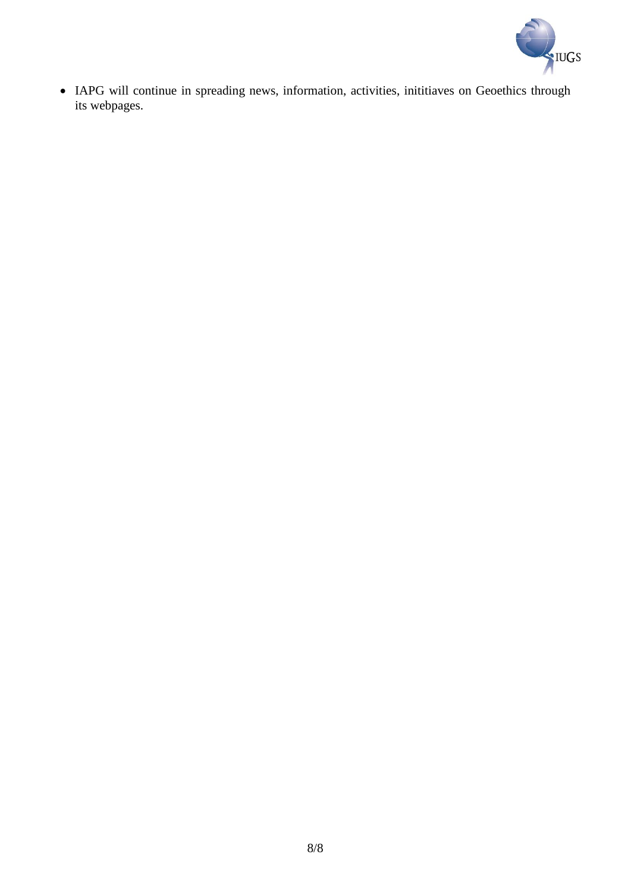- IAPG will continue in spreading news, information, activities, inititiaves on Geoethics through its webpages.